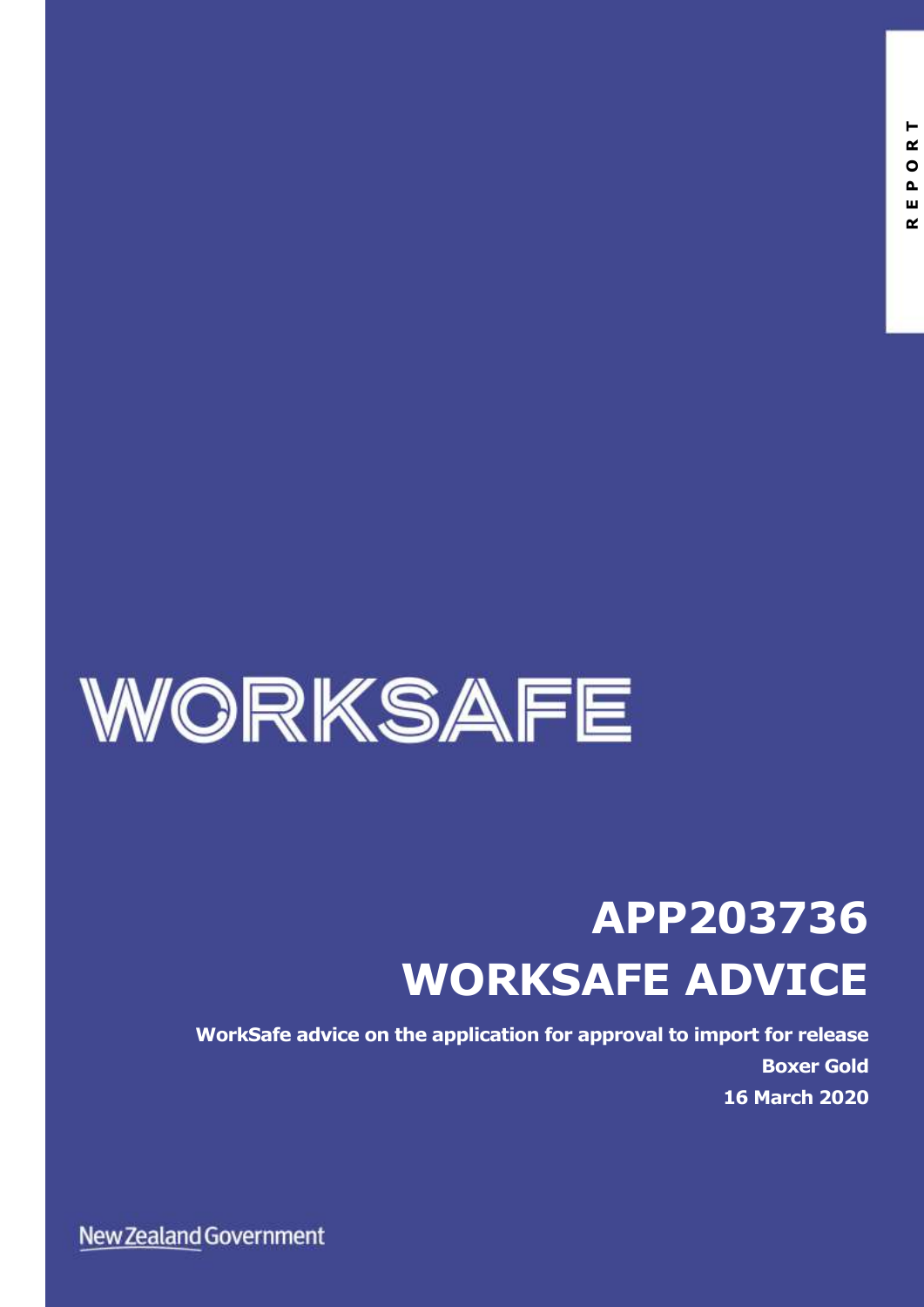REPORT

WORKSAFE

# APP203736
# WORKSAFE ADVICE

**WorkSafe advice on the application for approval to import for release**

**Boxer Gold**

**16 March 2020**

New Zealand Government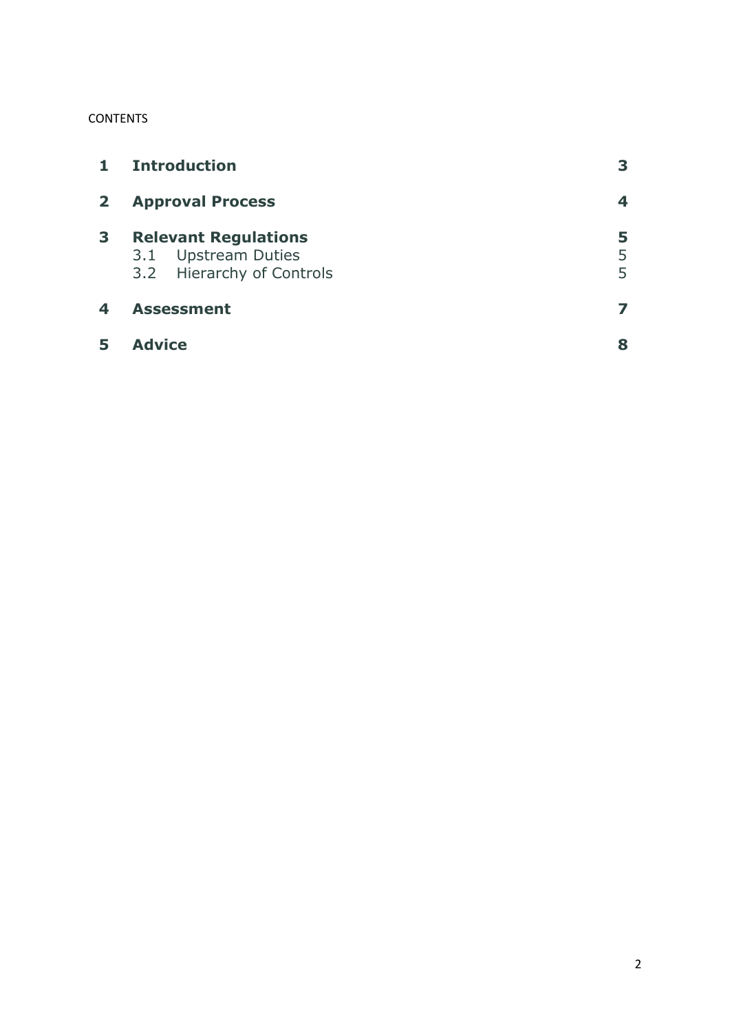CONTENTS

| | | |
|---|---|---|
| **1** | **Introduction** | **3** |
| **2** | **Approval Process** | **4** |
| **3** | **Relevant Regulations** | **5** |
| | 3.1 Upstream Duties | 5 |
| | 3.2 Hierarchy of Controls | 5 |
| **4** | **Assessment** | **7** |
| **5** | **Advice** | **8** |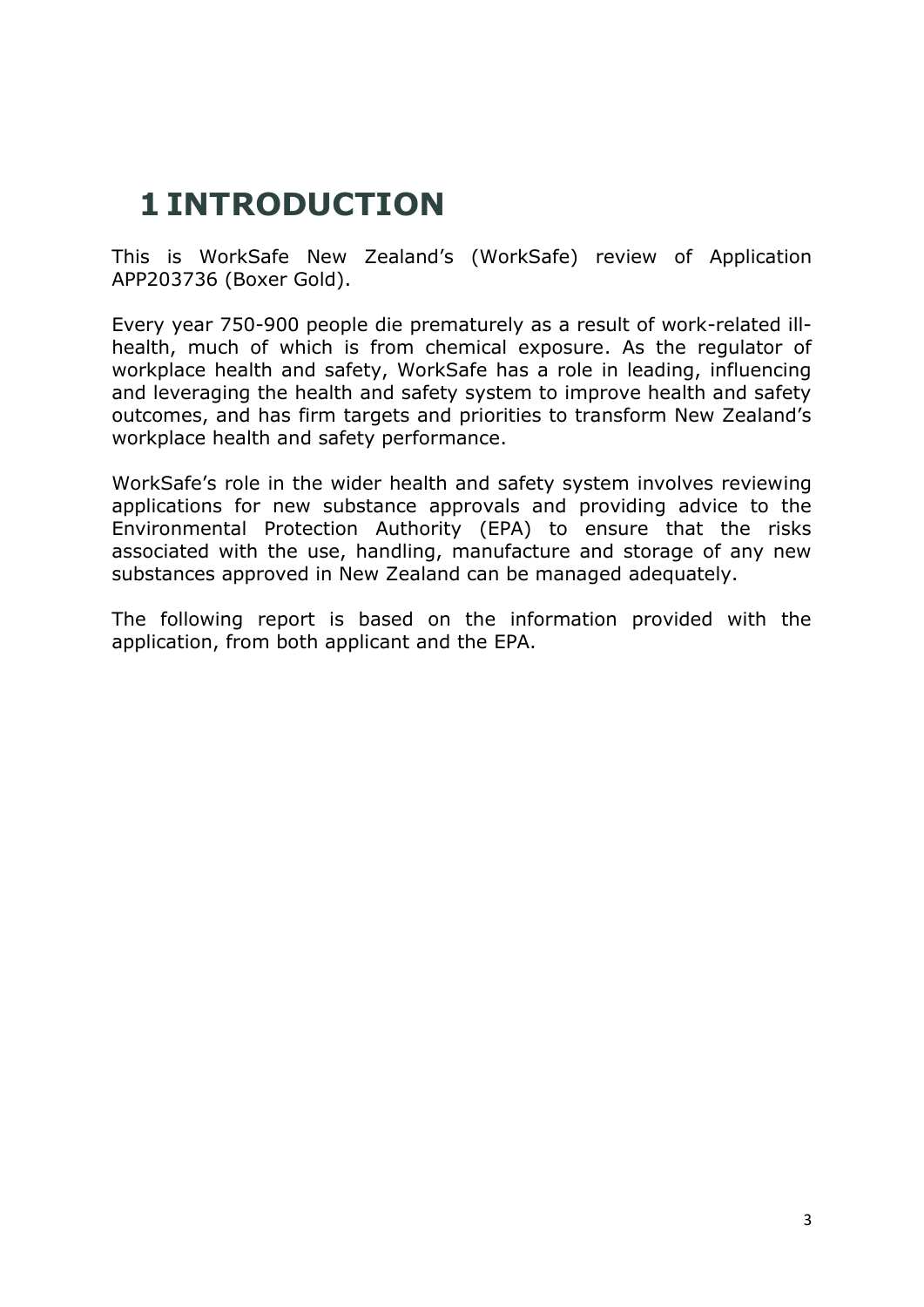# 1 INTRODUCTION

This is WorkSafe New Zealand's (WorkSafe) review of Application APP203736 (Boxer Gold).

Every year 750-900 people die prematurely as a result of work-related ill-health, much of which is from chemical exposure. As the regulator of workplace health and safety, WorkSafe has a role in leading, influencing and leveraging the health and safety system to improve health and safety outcomes, and has firm targets and priorities to transform New Zealand's workplace health and safety performance.

WorkSafe's role in the wider health and safety system involves reviewing applications for new substance approvals and providing advice to the Environmental Protection Authority (EPA) to ensure that the risks associated with the use, handling, manufacture and storage of any new substances approved in New Zealand can be managed adequately.

The following report is based on the information provided with the application, from both applicant and the EPA.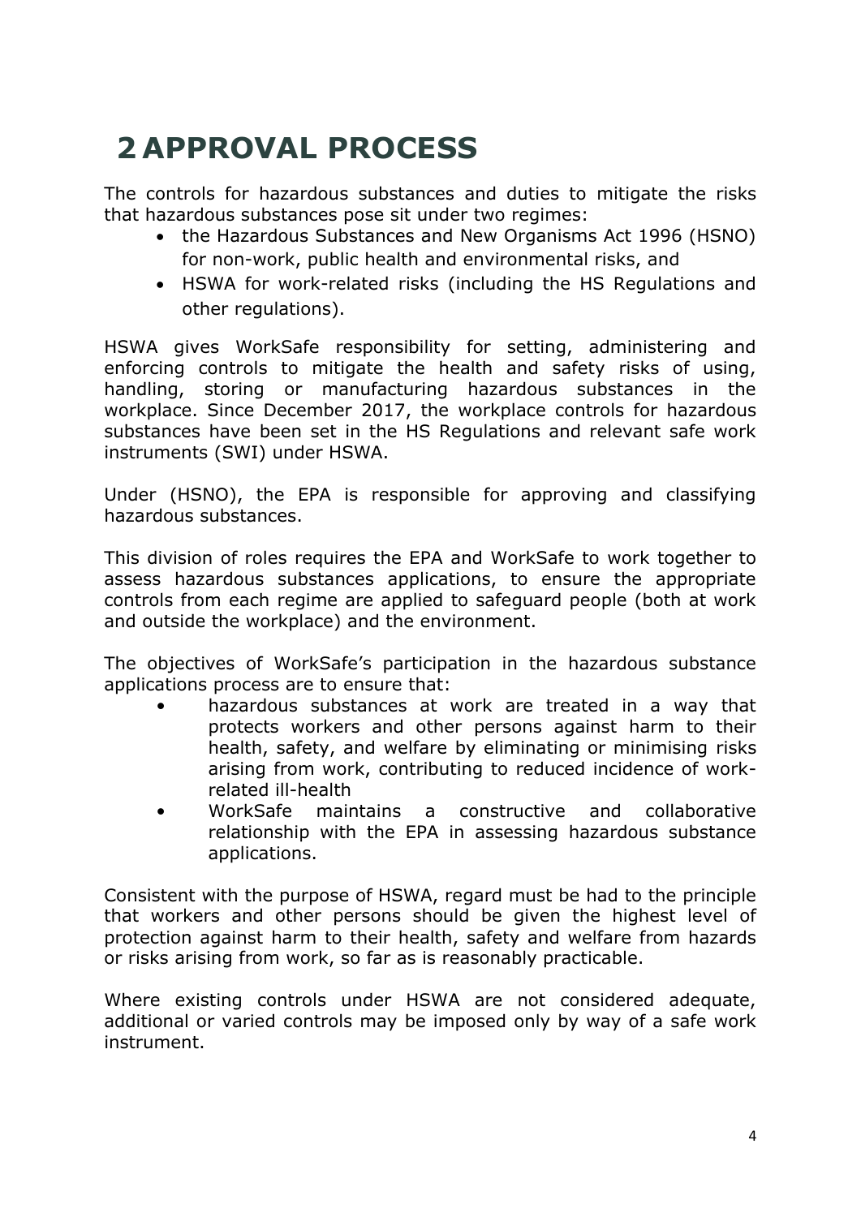# 2 APPROVAL PROCESS

The controls for hazardous substances and duties to mitigate the risks that hazardous substances pose sit under two regimes:

- the Hazardous Substances and New Organisms Act 1996 (HSNO) for non-work, public health and environmental risks, and
- HSWA for work-related risks (including the HS Regulations and other regulations).

HSWA gives WorkSafe responsibility for setting, administering and enforcing controls to mitigate the health and safety risks of using, handling, storing or manufacturing hazardous substances in the workplace. Since December 2017, the workplace controls for hazardous substances have been set in the HS Regulations and relevant safe work instruments (SWI) under HSWA.

Under (HSNO), the EPA is responsible for approving and classifying hazardous substances.

This division of roles requires the EPA and WorkSafe to work together to assess hazardous substances applications, to ensure the appropriate controls from each regime are applied to safeguard people (both at work and outside the workplace) and the environment.

The objectives of WorkSafe's participation in the hazardous substance applications process are to ensure that:

- hazardous substances at work are treated in a way that protects workers and other persons against harm to their health, safety, and welfare by eliminating or minimising risks arising from work, contributing to reduced incidence of work-related ill-health
- WorkSafe maintains a constructive and collaborative relationship with the EPA in assessing hazardous substance applications.

Consistent with the purpose of HSWA, regard must be had to the principle that workers and other persons should be given the highest level of protection against harm to their health, safety and welfare from hazards or risks arising from work, so far as is reasonably practicable.

Where existing controls under HSWA are not considered adequate, additional or varied controls may be imposed only by way of a safe work instrument.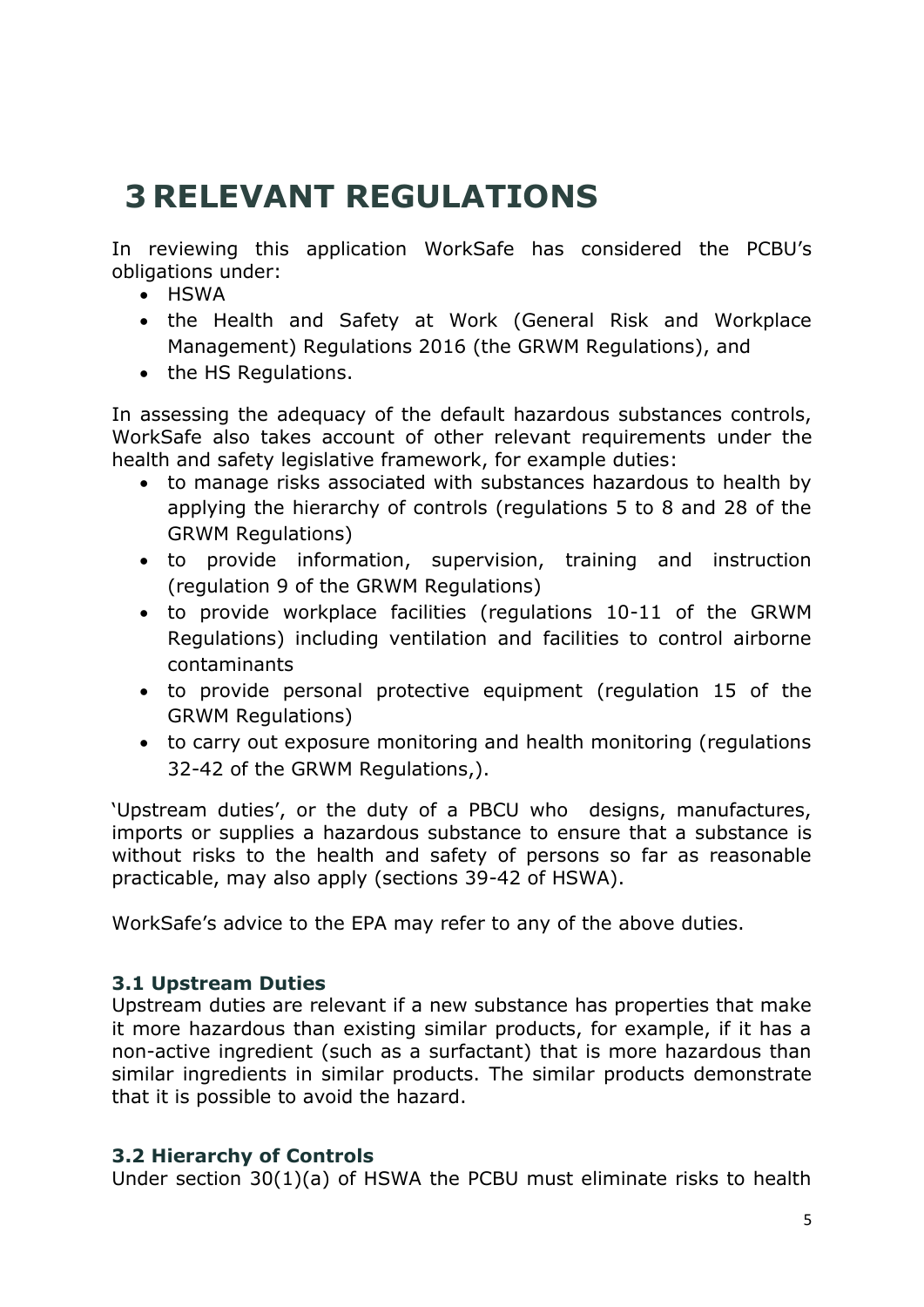# 3 RELEVANT REGULATIONS

In reviewing this application WorkSafe has considered the PCBU's obligations under:

- HSWA
- the Health and Safety at Work (General Risk and Workplace Management) Regulations 2016 (the GRWM Regulations), and
- the HS Regulations.

In assessing the adequacy of the default hazardous substances controls, WorkSafe also takes account of other relevant requirements under the health and safety legislative framework, for example duties:

- to manage risks associated with substances hazardous to health by applying the hierarchy of controls (regulations 5 to 8 and 28 of the GRWM Regulations)
- to provide information, supervision, training and instruction (regulation 9 of the GRWM Regulations)
- to provide workplace facilities (regulations 10-11 of the GRWM Regulations) including ventilation and facilities to control airborne contaminants
- to provide personal protective equipment (regulation 15 of the GRWM Regulations)
- to carry out exposure monitoring and health monitoring (regulations 32-42 of the GRWM Regulations,).

'Upstream duties', or the duty of a PBCU who designs, manufactures, imports or supplies a hazardous substance to ensure that a substance is without risks to the health and safety of persons so far as reasonable practicable, may also apply (sections 39-42 of HSWA).

WorkSafe's advice to the EPA may refer to any of the above duties.

## 3.1 Upstream Duties

Upstream duties are relevant if a new substance has properties that make it more hazardous than existing similar products, for example, if it has a non-active ingredient (such as a surfactant) that is more hazardous than similar ingredients in similar products. The similar products demonstrate that it is possible to avoid the hazard.

## 3.2 Hierarchy of Controls

Under section 30(1)(a) of HSWA the PCBU must eliminate risks to health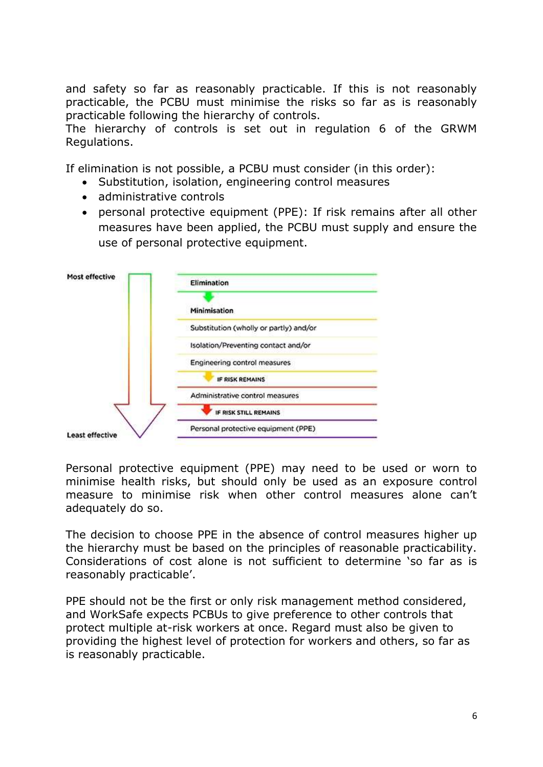and safety so far as reasonably practicable. If this is not reasonably practicable, the PCBU must minimise the risks so far as is reasonably practicable following the hierarchy of controls.
The hierarchy of controls is set out in regulation 6 of the GRWM Regulations.

If elimination is not possible, a PCBU must consider (in this order):

- Substitution, isolation, engineering control measures
- administrative controls
- personal protective equipment (PPE): If risk remains after all other measures have been applied, the PCBU must supply and ensure the use of personal protective equipment.

Most effective

Elimination

Minimisation

Substitution (wholly or partly) and/or

Isolation/Preventing contact and/or

Engineering control measures

IF RISK REMAINS

Administrative control measures

IF RISK STILL REMAINS

Personal protective equipment (PPE)

Least effective

Personal protective equipment (PPE) may need to be used or worn to minimise health risks, but should only be used as an exposure control measure to minimise risk when other control measures alone can't adequately do so.

The decision to choose PPE in the absence of control measures higher up the hierarchy must be based on the principles of reasonable practicability. Considerations of cost alone is not sufficient to determine 'so far as is reasonably practicable'.

PPE should not be the first or only risk management method considered, and WorkSafe expects PCBUs to give preference to other controls that protect multiple at-risk workers at once. Regard must also be given to providing the highest level of protection for workers and others, so far as is reasonably practicable.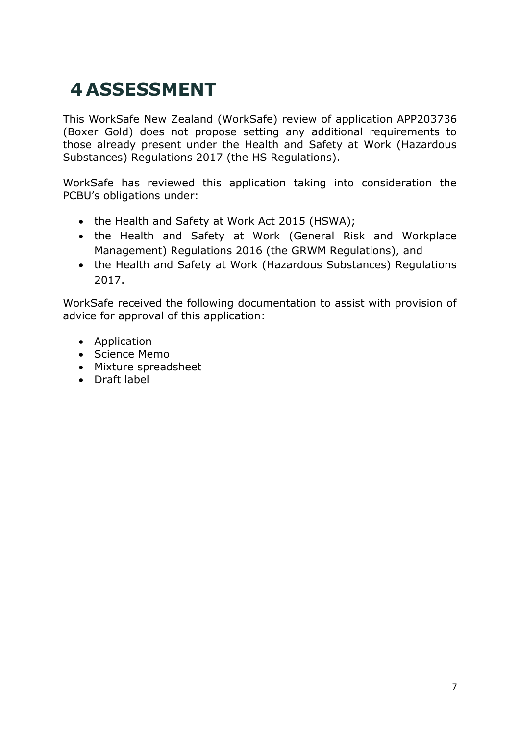# 4 ASSESSMENT

This WorkSafe New Zealand (WorkSafe) review of application APP203736 (Boxer Gold) does not propose setting any additional requirements to those already present under the Health and Safety at Work (Hazardous Substances) Regulations 2017 (the HS Regulations).

WorkSafe has reviewed this application taking into consideration the PCBU's obligations under:

- the Health and Safety at Work Act 2015 (HSWA);
- the Health and Safety at Work (General Risk and Workplace Management) Regulations 2016 (the GRWM Regulations), and
- the Health and Safety at Work (Hazardous Substances) Regulations 2017.

WorkSafe received the following documentation to assist with provision of advice for approval of this application:

- Application
- Science Memo
- Mixture spreadsheet
- Draft label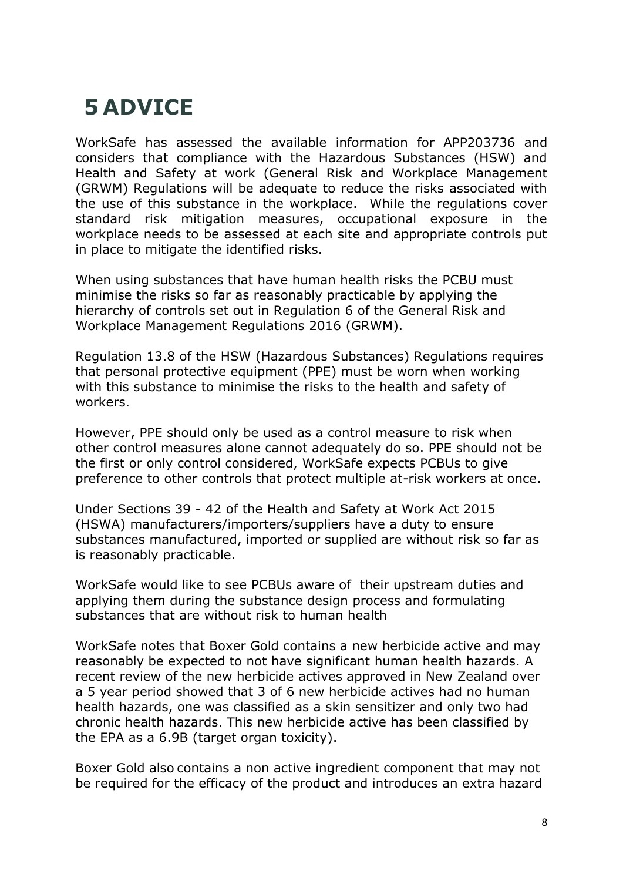# 5 ADVICE

WorkSafe has assessed the available information for APP203736 and considers that compliance with the Hazardous Substances (HSW) and Health and Safety at work (General Risk and Workplace Management (GRWM) Regulations will be adequate to reduce the risks associated with the use of this substance in the workplace. While the regulations cover standard risk mitigation measures, occupational exposure in the workplace needs to be assessed at each site and appropriate controls put in place to mitigate the identified risks.

When using substances that have human health risks the PCBU must minimise the risks so far as reasonably practicable by applying the hierarchy of controls set out in Regulation 6 of the General Risk and Workplace Management Regulations 2016 (GRWM).

Regulation 13.8 of the HSW (Hazardous Substances) Regulations requires that personal protective equipment (PPE) must be worn when working with this substance to minimise the risks to the health and safety of workers.

However, PPE should only be used as a control measure to risk when other control measures alone cannot adequately do so. PPE should not be the first or only control considered, WorkSafe expects PCBUs to give preference to other controls that protect multiple at-risk workers at once.

Under Sections 39 - 42 of the Health and Safety at Work Act 2015 (HSWA) manufacturers/importers/suppliers have a duty to ensure substances manufactured, imported or supplied are without risk so far as is reasonably practicable.

WorkSafe would like to see PCBUs aware of their upstream duties and applying them during the substance design process and formulating substances that are without risk to human health

WorkSafe notes that Boxer Gold contains a new herbicide active and may reasonably be expected to not have significant human health hazards. A recent review of the new herbicide actives approved in New Zealand over a 5 year period showed that 3 of 6 new herbicide actives had no human health hazards, one was classified as a skin sensitizer and only two had chronic health hazards. This new herbicide active has been classified by the EPA as a 6.9B (target organ toxicity).

Boxer Gold also contains a non active ingredient component that may not be required for the efficacy of the product and introduces an extra hazard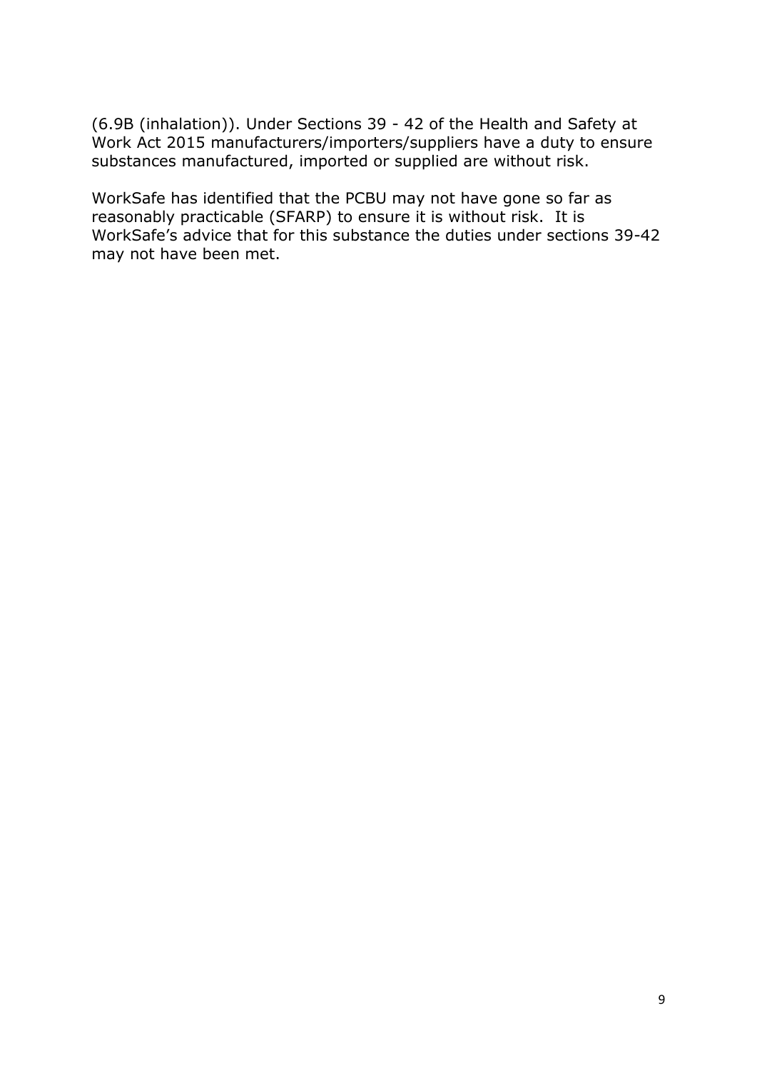(6.9B (inhalation)). Under Sections 39 - 42 of the Health and Safety at Work Act 2015 manufacturers/importers/suppliers have a duty to ensure substances manufactured, imported or supplied are without risk.

WorkSafe has identified that the PCBU may not have gone so far as reasonably practicable (SFARP) to ensure it is without risk. It is WorkSafe's advice that for this substance the duties under sections 39-42 may not have been met.